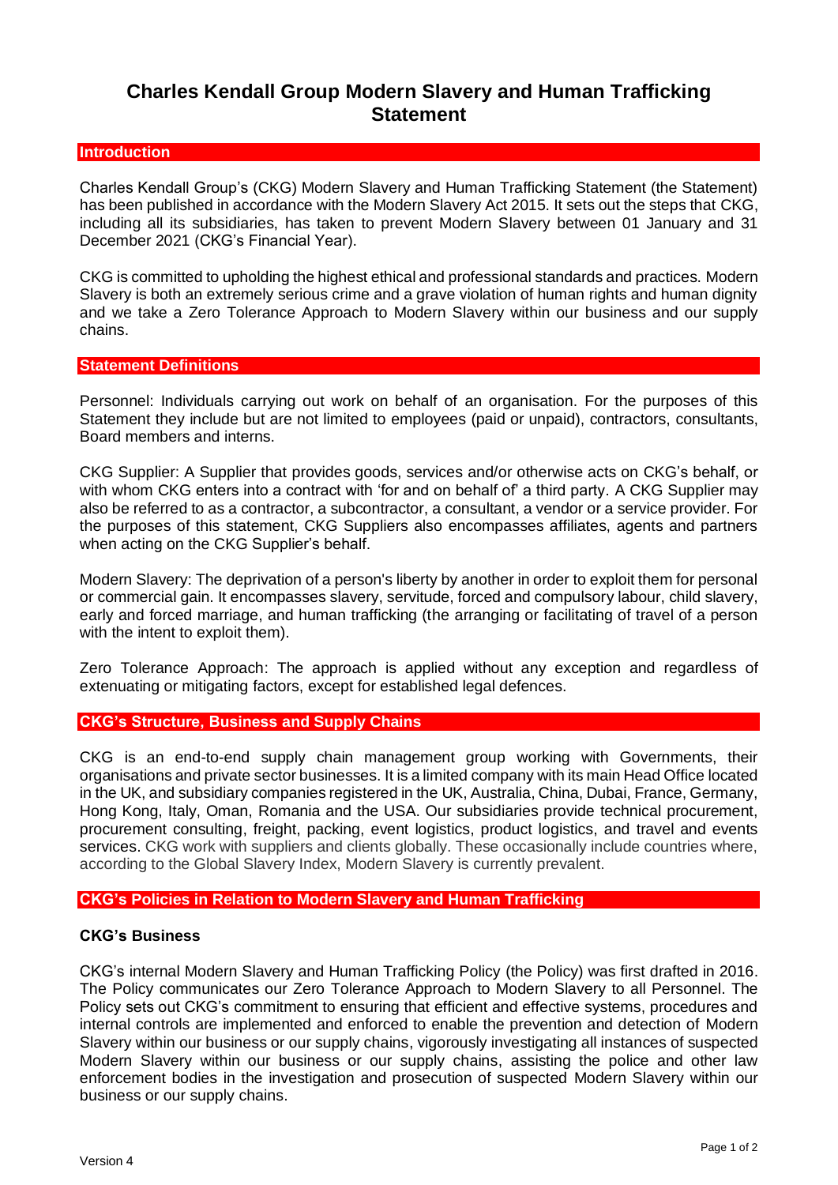# Charles Kendall Group Modern Slavery and Human Trafficking Statement

## Introduction

Charles Kendall Group's (CKG) Modern Slavery and Human Trafficking Statement (the Statement) has been published in accordance with the Modern Slavery Act 2015. It sets out the steps that CKG, including all its subsidiaries, has taken to prevent Modern Slavery between 01 January and 31 December 2021 (CKG's Financial Year).

CKG is committed to upholding the highest ethical and professional standards and practices. Modern Slavery is both an extremely serious crime and a grave violation of human rights and human dignity and we take a Zero Tolerance Approach to Modern Slavery within our business and our supply chains.

## Statement Definitions

Personnel: Individuals carrying out work on behalf of an organisation. For the purposes of this Statement they include but are not limited to employees (paid or unpaid), contractors, consultants, Board members and interns.

CKG Supplier: A Supplier that provides goods, services and/or otherwise acts on CKG's behalf, or with whom CKG enters into a contract with 'for and on behalf of' a third party. A CKG Supplier may also be referred to as a contractor, a subcontractor, a consultant, a vendor or a service provider. For the purposes of this statement, CKG Suppliers also encompasses affiliates, agents and partners when acting on the CKG Supplier's behalf.

Modern Slavery: The deprivation of a person's liberty by another in order to exploit them for personal or commercial gain. It encompasses slavery, servitude, forced and compulsory labour, child slavery, early and forced marriage, and human trafficking (the arranging or facilitating of travel of a person with the intent to exploit them).

Zero Tolerance Approach: The approach is applied without any exception and regardless of extenuating or mitigating factors, except for established legal defences.

## CKG's Structure, Business and Supply Chains

CKG is an end-to-end supply chain management group working with Governments, their organisations and private sector businesses. It is a limited company with its main Head Office located in the UK, and subsidiary companies registered in the UK, Australia, China, Dubai, France, Germany, Hong Kong, Italy, Oman, Romania and the USA. Our subsidiaries provide technical procurement, procurement consulting, freight, packing, event logistics, product logistics, and travel and events services. CKG work with suppliers and clients globally. These occasionally include countries where, according to the Global Slavery Index, Modern Slavery is currently prevalent.

## CKG's Policies in Relation to Modern Slavery and Human Trafficking

### CKG's Business

CKG's internal Modern Slavery and Human Trafficking Policy (the Policy) was first drafted in 2016. The Policy communicates our Zero Tolerance Approach to Modern Slavery to all Personnel. The Policy sets out CKG's commitment to ensuring that efficient and effective systems, procedures and internal controls are implemented and enforced to enable the prevention and detection of Modern Slavery within our business or our supply chains, vigorously investigating all instances of suspected Modern Slavery within our business or our supply chains, assisting the police and other law enforcement bodies in the investigation and prosecution of suspected Modern Slavery within our business or our supply chains.

Version 4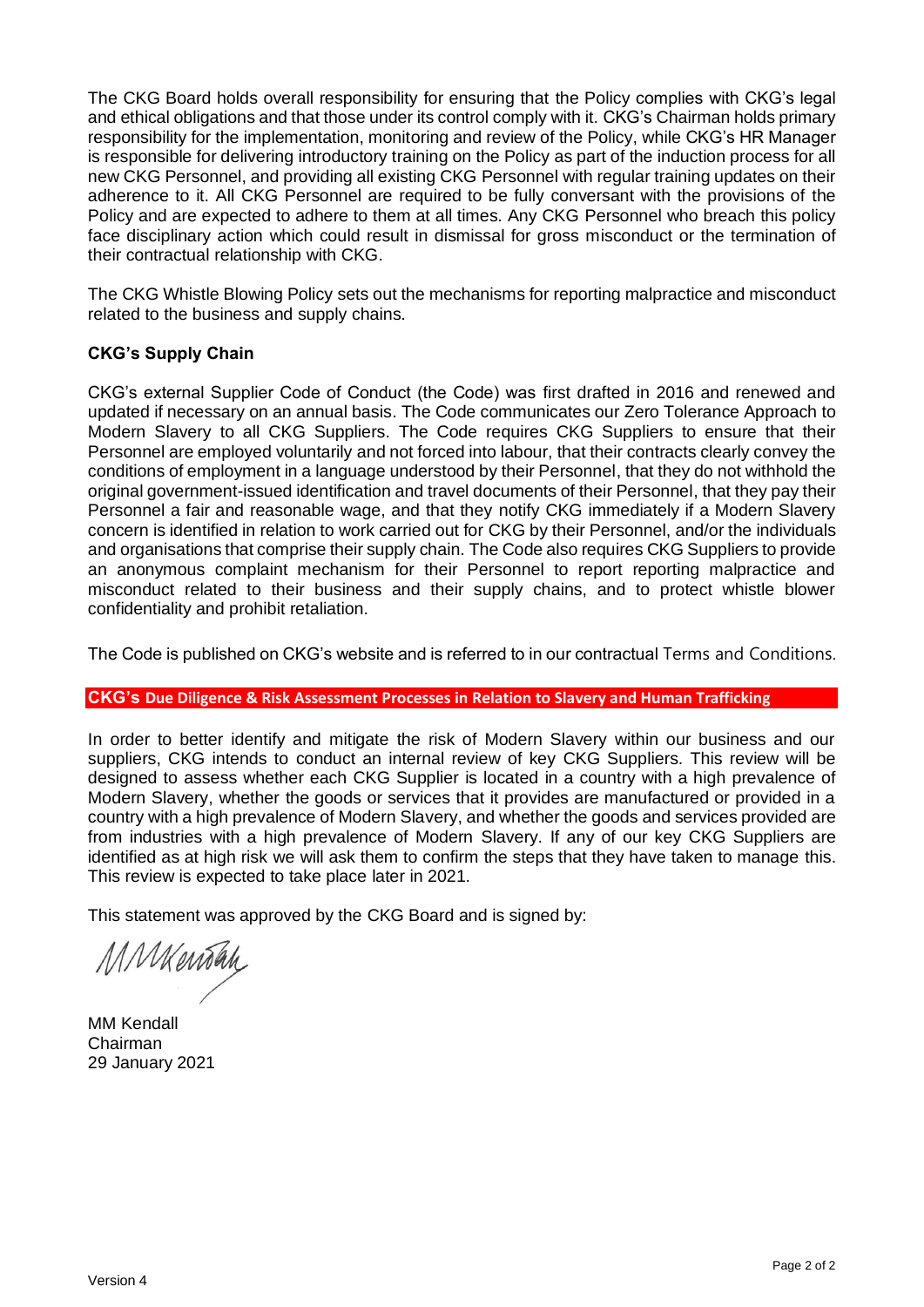The CKG Board holds overall responsibility for ensuring that the Policy complies with CKG's legal and ethical obligations and that those under its control comply with it. CKG's Chairman holds primary responsibility for the implementation, monitoring and review of the Policy, while CKG's HR Manager is responsible for delivering introductory training on the Policy as part of the induction process for all new CKG Personnel, and providing all existing CKG Personnel with regular training updates on their adherence to it. All CKG Personnel are required to be fully conversant with the provisions of the Policy and are expected to adhere to them at all times. Any CKG Personnel who breach this policy face disciplinary action which could result in dismissal for gross misconduct or the termination of their contractual relationship with CKG.

The CKG Whistle Blowing Policy sets out the mechanisms for reporting malpractice and misconduct related to the business and supply chains.

### CKG's Supply Chain

CKG's external Supplier Code of Conduct (the Code) was first drafted in 2016 and renewed and updated if necessary on an annual basis. The Code communicates our Zero Tolerance Approach to Modern Slavery to all CKG Suppliers. The Code requires CKG Suppliers to ensure that their Personnel are employed voluntarily and not forced into labour, that their contracts clearly convey the conditions of employment in a language understood by their Personnel, that they do not withhold the original government-issued identification and travel documents of their Personnel, that they pay their Personnel a fair and reasonable wage, and that they notify CKG immediately if a Modern Slavery concern is identified in relation to work carried out for CKG by their Personnel, and/or the individuals and organisations that comprise their supply chain. The Code also requires CKG Suppliers to provide an anonymous complaint mechanism for their Personnel to report reporting malpractice and misconduct related to their business and their supply chains, and to protect whistle blower confidentiality and prohibit retaliation.

The Code is published on CKG's website and is referred to in our contractual Terms and Conditions.

### CKG's Due Diligence & Risk Assessment Processes in Relation to Slavery and Human Trafficking

In order to better identify and mitigate the risk of Modern Slavery within our business and our suppliers, CKG intends to conduct an internal review of key CKG Suppliers. This review will be designed to assess whether each CKG Supplier is located in a country with a high prevalence of Modern Slavery, whether the goods or services that it provides are manufactured or provided in a country with a high prevalence of Modern Slavery, and whether the goods and services provided are from industries with a high prevalence of Modern Slavery. If any of our key CKG Suppliers are identified as at high risk we will ask them to confirm the steps that they have taken to manage this. This review is expected to take place later in 2021.

This statement was approved by the CKG Board and is signed by:

MM Kendall
Chairman
29 January 2021

Version 4